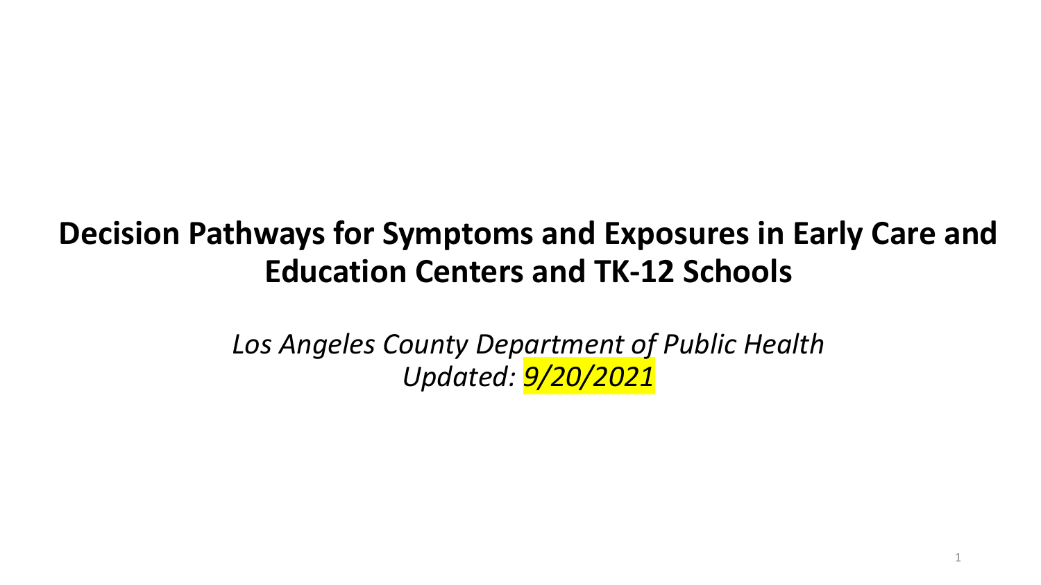# Decision Pathways for Symptoms and Exposures in Early Care and Education Centers and TK-12 Schools

*Los Angeles County Department of Public Health*
*Updated: 9/20/2021*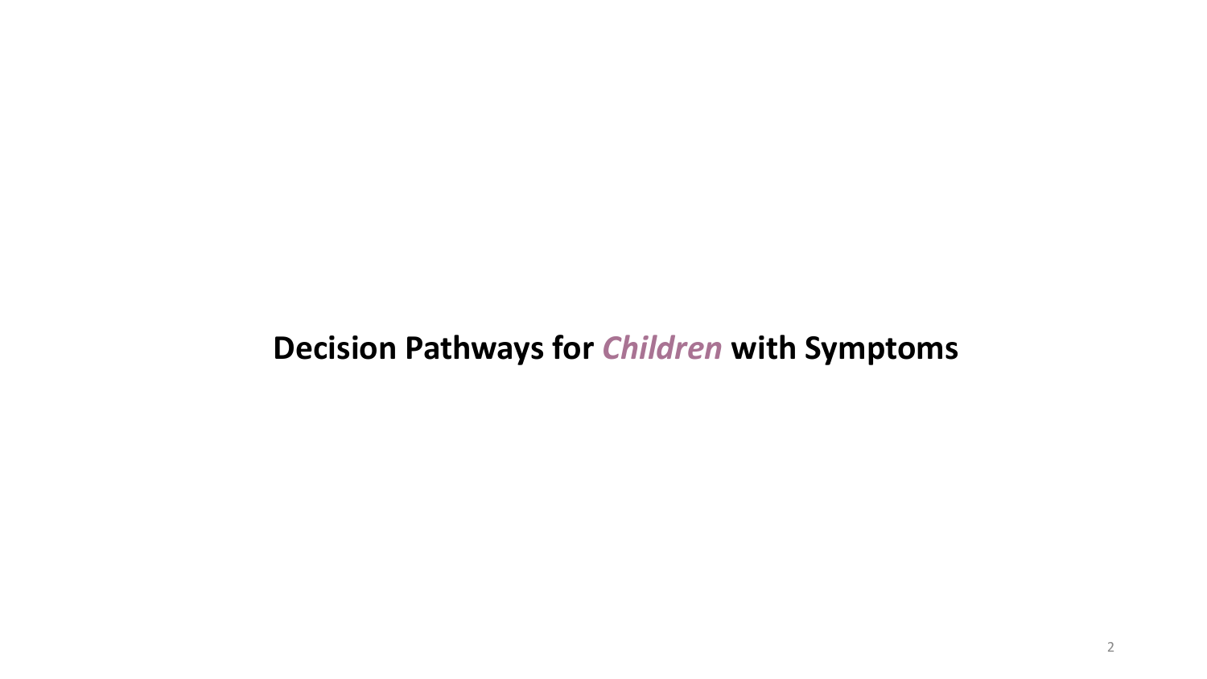# **Decision Pathways for *Children* with Symptoms**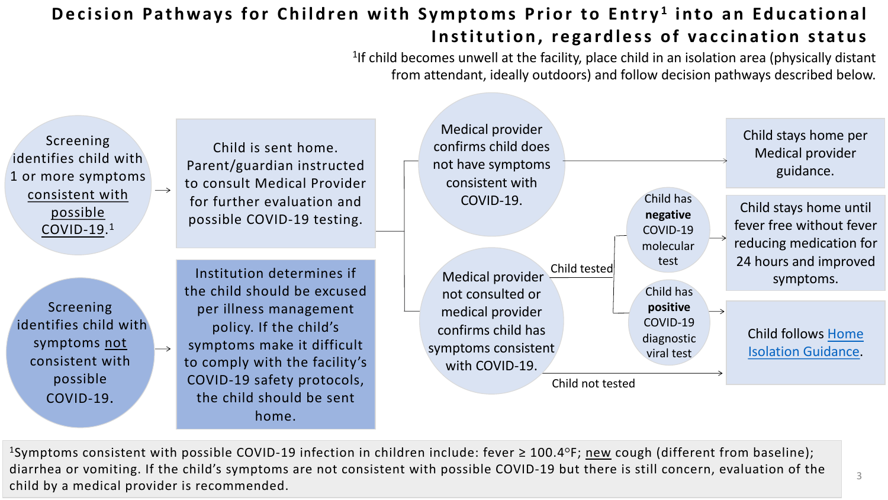# Decision Pathways for Children with Symptoms Prior to Entry[1] into an Educational Institution, regardless of vaccination status

[1]If child becomes unwell at the facility, place child in an isolation area (physically distant from attendant, ideally outdoors) and follow decision pathways described below.

**Pathway 1:** Screening identifies child with 1 or more symptoms consistent with possible COVID-19.[1] → Child is sent home. Parent/guardian instructed to consult Medical Provider for further evaluation and possible COVID-19 testing.

- Medical provider confirms child does not have symptoms consistent with COVID-19. → Child stays home per Medical provider guidance.
- Medical provider not consulted or medical provider confirms child has symptoms consistent with COVID-19.
  - Child tested:
    - Child has **negative** COVID-19 molecular test → Child stays home until fever free without fever reducing medication for 24 hours and improved symptoms.
    - Child has **positive** COVID-19 diagnostic viral test → Child follows Home Isolation Guidance.
  - Child not tested → Child follows Home Isolation Guidance.

**Pathway 2:** Screening identifies child with symptoms not consistent with possible COVID-19. → Institution determines if the child should be excused per illness management policy. If the child's symptoms make it difficult to comply with the facility's COVID-19 safety protocols, the child should be sent home.

[1]Symptoms consistent with possible COVID-19 infection in children include: fever ≥ 100.4°F; new cough (different from baseline); diarrhea or vomiting. If the child's symptoms are not consistent with possible COVID-19 but there is still concern, evaluation of the child by a medical provider is recommended.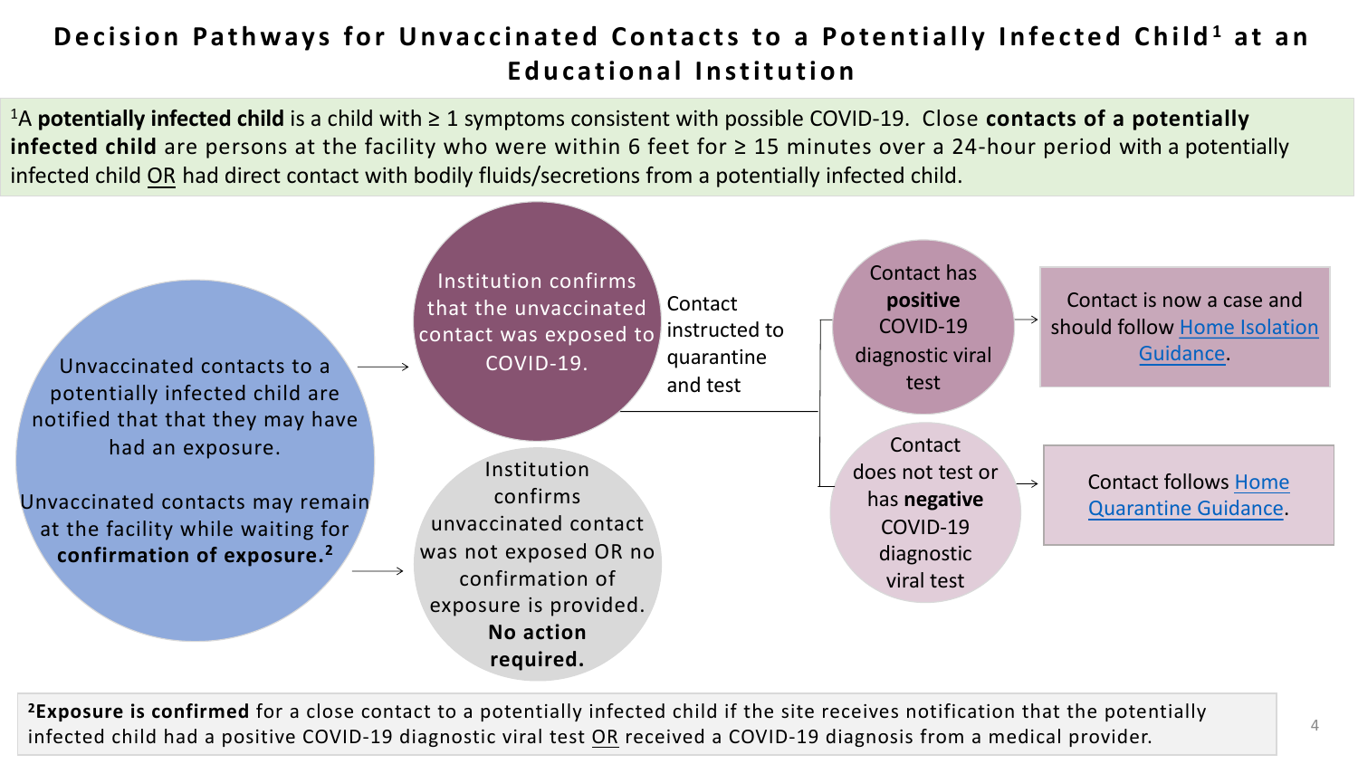# Decision Pathways for Unvaccinated Contacts to a Potentially Infected Child[1] at an Educational Institution

[1]A **potentially infected child** is a child with ≥ 1 symptoms consistent with possible COVID-19. Close **contacts of a potentially infected child** are persons at the facility who were within 6 feet for ≥ 15 minutes over a 24-hour period with a potentially infected child OR had direct contact with bodily fluids/secretions from a potentially infected child.

Unvaccinated contacts to a potentially infected child are notified that that they may have had an exposure.

Unvaccinated contacts may remain at the facility while waiting for **confirmation of exposure.**[2]

→ Institution confirms that the unvaccinated contact was exposed to COVID-19.

Contact instructed to quarantine and test

- Contact has **positive** COVID-19 diagnostic viral test → Contact is now a case and should follow Home Isolation Guidance.
- Contact does not test or has **negative** COVID-19 diagnostic viral test → Contact follows Home Quarantine Guidance.

→ Institution confirms unvaccinated contact was not exposed OR no confirmation of exposure is provided. **No action required.**

[2]**Exposure is confirmed** for a close contact to a potentially infected child if the site receives notification that the potentially infected child had a positive COVID-19 diagnostic viral test OR received a COVID-19 diagnosis from a medical provider.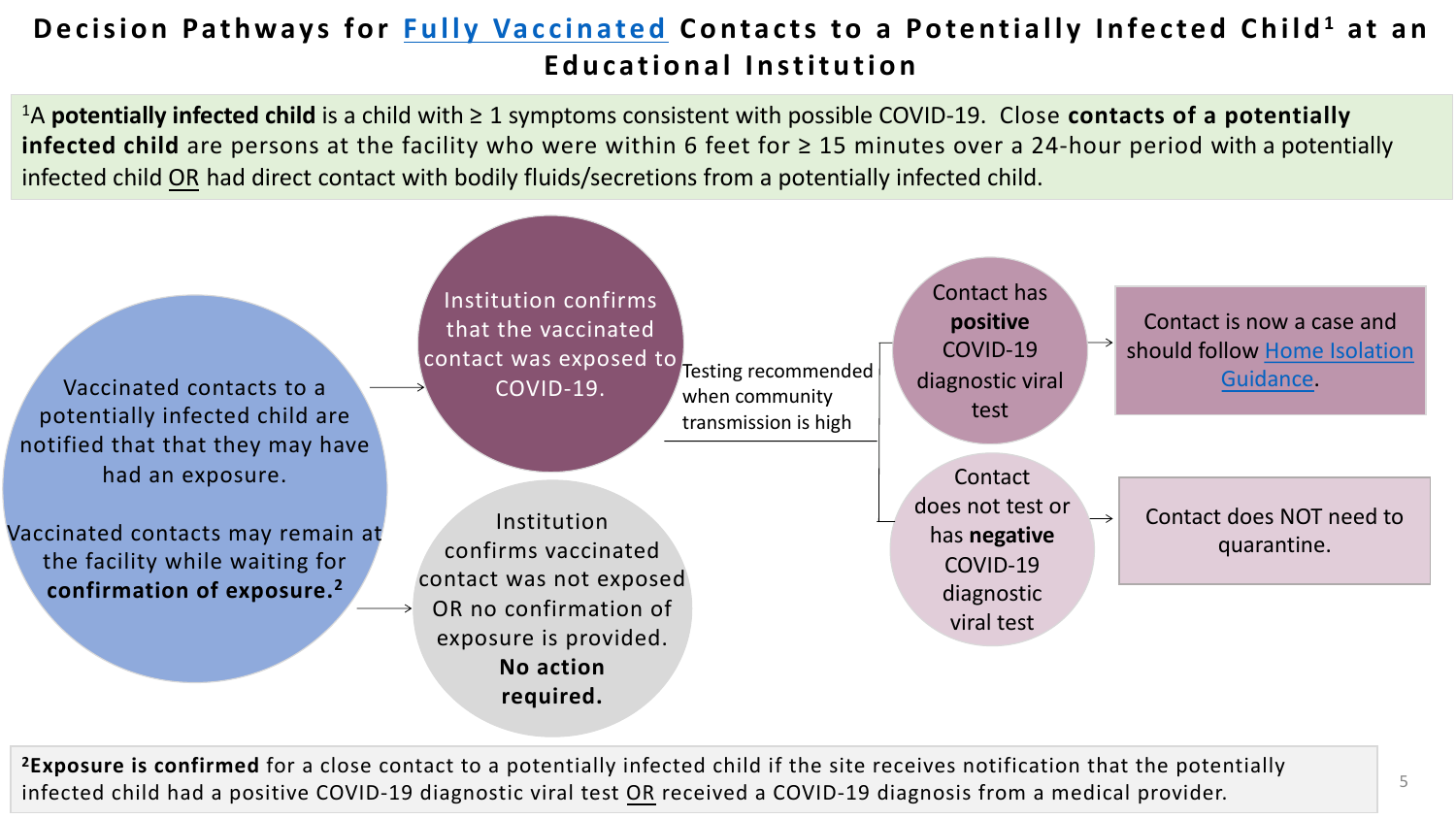# Decision Pathways for Fully Vaccinated Contacts to a Potentially Infected Child[1] at an Educational Institution

[1]A **potentially infected child** is a child with ≥ 1 symptoms consistent with possible COVID-19. Close **contacts of a potentially infected child** are persons at the facility who were within 6 feet for ≥ 15 minutes over a 24-hour period with a potentially infected child OR had direct contact with bodily fluids/secretions from a potentially infected child.

Vaccinated contacts to a potentially infected child are notified that that they may have had an exposure.

Vaccinated contacts may remain at the facility while waiting for **confirmation of exposure.**[2]

→ Institution confirms that the vaccinated contact was exposed to COVID-19.

- Testing recommended when community transmission is high
  - Contact has **positive** COVID-19 diagnostic viral test → Contact is now a case and should follow Home Isolation Guidance.
  - Contact does not test or has **negative** COVID-19 diagnostic viral test → Contact does NOT need to quarantine.

→ Institution confirms vaccinated contact was not exposed OR no confirmation of exposure is provided. **No action required.**

[2]**Exposure is confirmed** for a close contact to a potentially infected child if the site receives notification that the potentially infected child had a positive COVID-19 diagnostic viral test OR received a COVID-19 diagnosis from a medical provider.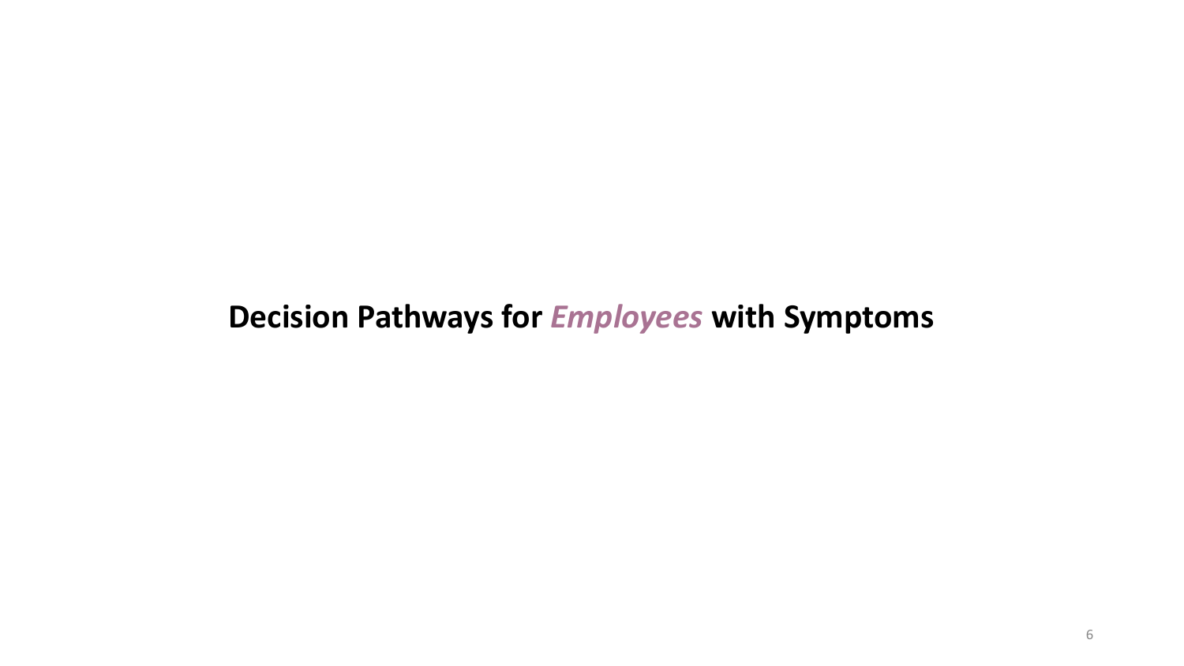# Decision Pathways for *Employees* with Symptoms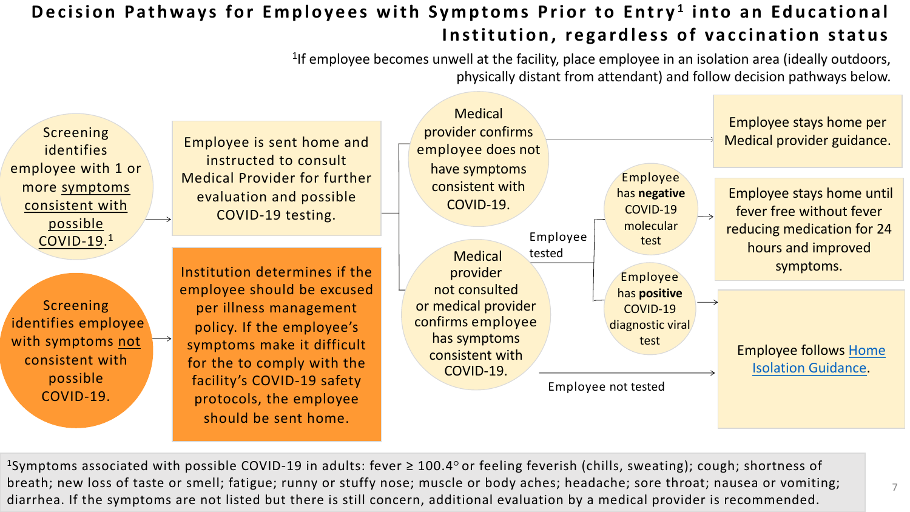# Decision Pathways for Employees with Symptoms Prior to Entry[1] into an Educational Institution, regardless of vaccination status

[1]If employee becomes unwell at the facility, place employee in an isolation area (ideally outdoors, physically distant from attendant) and follow decision pathways below.

**Pathway 1**

- Screening identifies employee with 1 or more symptoms consistent with possible COVID-19.[1]
  - → Employee is sent home and instructed to consult Medical Provider for further evaluation and possible COVID-19 testing.
    - → Medical provider confirms employee does not have symptoms consistent with COVID-19.
      - → Employee stays home per Medical provider guidance.
    - → Medical provider not consulted or medical provider confirms employee has symptoms consistent with COVID-19.
      - Employee tested:
        - → Employee has **negative** COVID-19 molecular test → Employee stays home until fever free without fever reducing medication for 24 hours and improved symptoms.
        - → Employee has **positive** COVID-19 diagnostic viral test → Employee follows Home Isolation Guidance.
      - Employee not tested → Employee follows Home Isolation Guidance.

**Pathway 2**

- Screening identifies employee with symptoms not consistent with possible COVID-19.
  - → Institution determines if the employee should be excused per illness management policy. If the employee's symptoms make it difficult for the to comply with the facility's COVID-19 safety protocols, the employee should be sent home.

[1]Symptoms associated with possible COVID-19 in adults: fever ≥ 100.4° or feeling feverish (chills, sweating); cough; shortness of breath; new loss of taste or smell; fatigue; runny or stuffy nose; muscle or body aches; headache; sore throat; nausea or vomiting; diarrhea. If the symptoms are not listed but there is still concern, additional evaluation by a medical provider is recommended.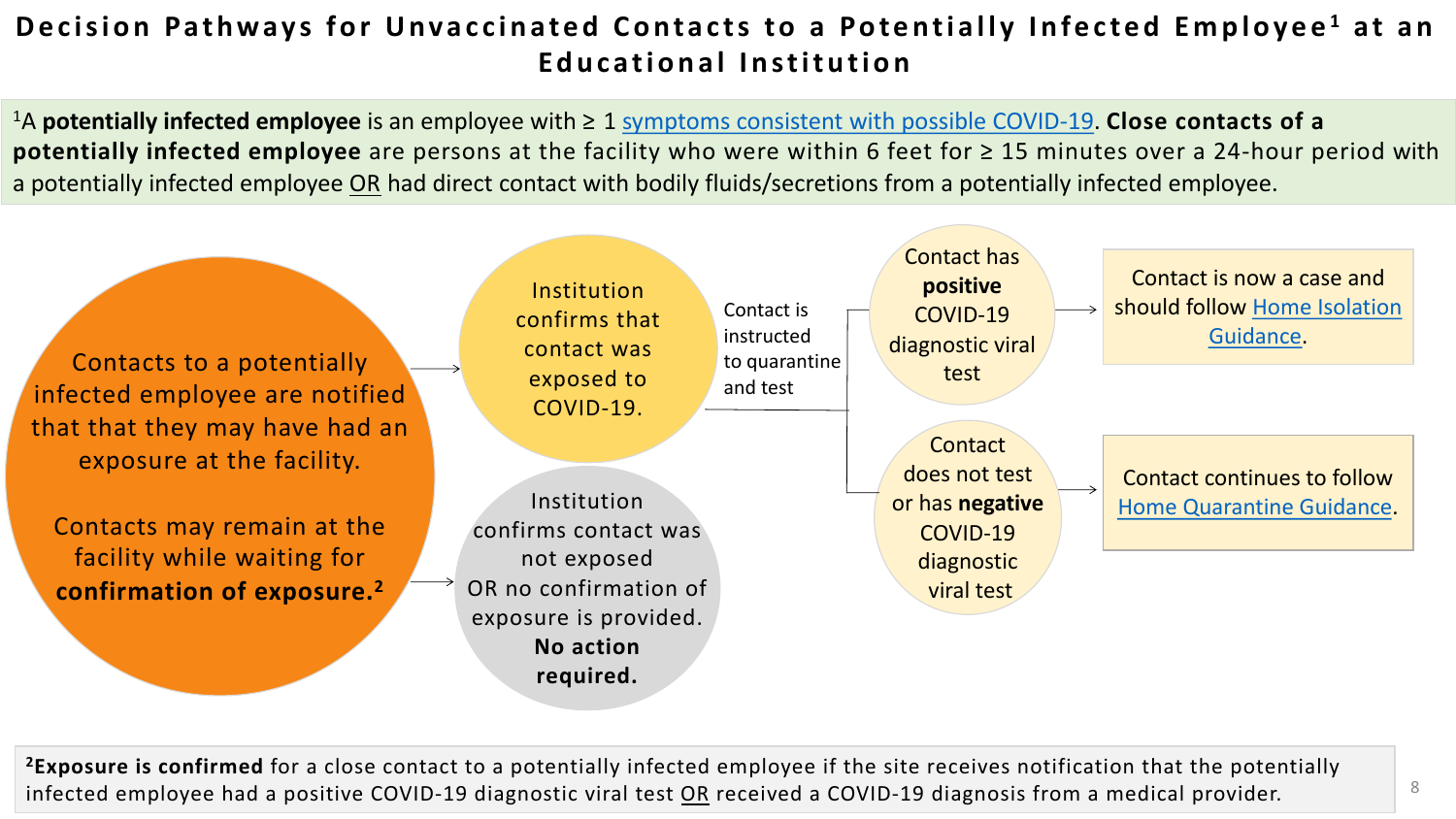# Decision Pathways for Unvaccinated Contacts to a Potentially Infected Employee[1] at an Educational Institution

[1]A **potentially infected employee** is an employee with ≥ 1 symptoms consistent with possible COVID-19. **Close contacts of a potentially infected employee** are persons at the facility who were within 6 feet for ≥ 15 minutes over a 24-hour period with a potentially infected employee OR had direct contact with bodily fluids/secretions from a potentially infected employee.

Contacts to a potentially infected employee are notified that that they may have had an exposure at the facility.

Contacts may remain at the facility while waiting for **confirmation of exposure.**[2]

→ Institution confirms that contact was exposed to COVID-19.

- Contact is instructed to quarantine and test
  - Contact has **positive** COVID-19 diagnostic viral test → Contact is now a case and should follow Home Isolation Guidance.
  - Contact does not test or has **negative** COVID-19 diagnostic viral test → Contact continues to follow Home Quarantine Guidance.

→ Institution confirms contact was not exposed OR no confirmation of exposure is provided. **No action required.**

[2]**Exposure is confirmed** for a close contact to a potentially infected employee if the site receives notification that the potentially infected employee had a positive COVID-19 diagnostic viral test OR received a COVID-19 diagnosis from a medical provider.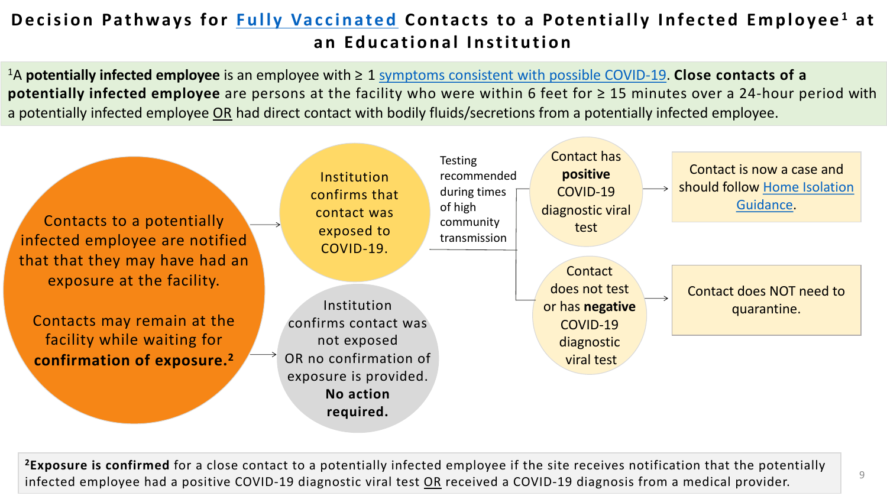# Decision Pathways for Fully Vaccinated Contacts to a Potentially Infected Employee[1] at an Educational Institution

[1]A **potentially infected employee** is an employee with ≥ 1 symptoms consistent with possible COVID-19. **Close contacts of a potentially infected employee** are persons at the facility who were within 6 feet for ≥ 15 minutes over a 24-hour period with a potentially infected employee OR had direct contact with bodily fluids/secretions from a potentially infected employee.

Contacts to a potentially infected employee are notified that that they may have had an exposure at the facility.

Contacts may remain at the facility while waiting for **confirmation of exposure.**[2]

→ Institution confirms that contact was exposed to COVID-19.

- Testing recommended during times of high community transmission
  - Contact has **positive** COVID-19 diagnostic viral test → Contact is now a case and should follow Home Isolation Guidance.
  - Contact does not test or has **negative** COVID-19 diagnostic viral test → Contact does NOT need to quarantine.

→ Institution confirms contact was not exposed OR no confirmation of exposure is provided. **No action required.**

[2]**Exposure is confirmed** for a close contact to a potentially infected employee if the site receives notification that the potentially infected employee had a positive COVID-19 diagnostic viral test OR received a COVID-19 diagnosis from a medical provider.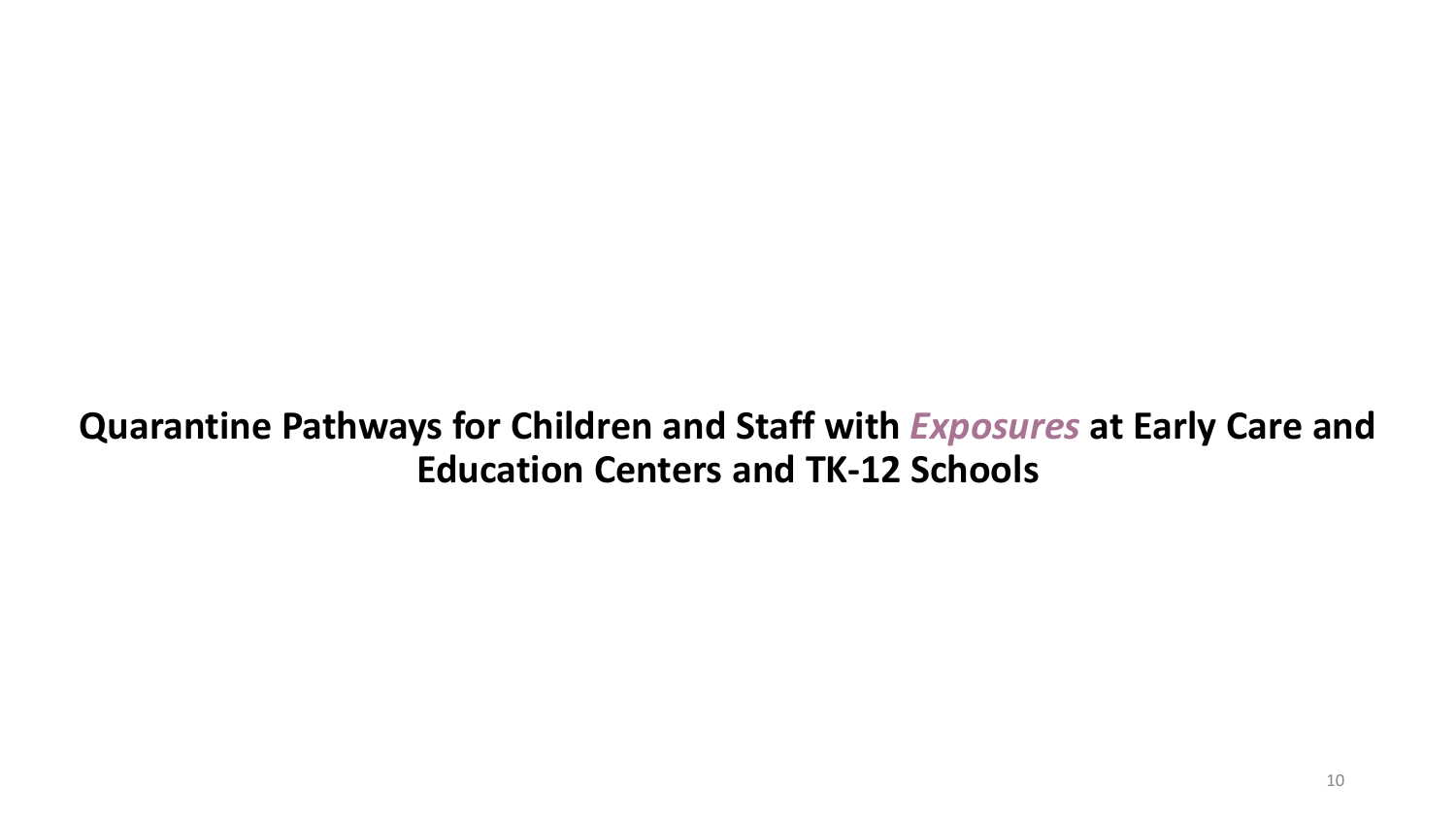# Quantine Pathways for Children and Staff with *Exposures* at Early Care and Education Centers and TK-12 Schools

# Quarantine Pathways for Children and Staff with *Exposures* at Early Care and Education Centers and TK-12 Schools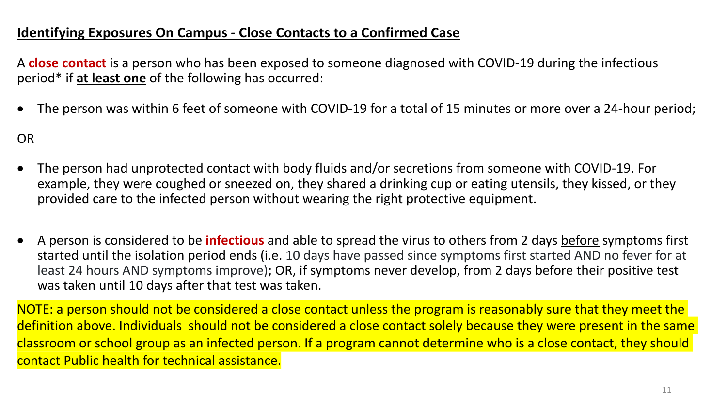## Identifying Exposures On Campus - Close Contacts to a Confirmed Case

A **close contact** is a person who has been exposed to someone diagnosed with COVID-19 during the infectious period* if **at least one** of the following has occurred:

- The person was within 6 feet of someone with COVID-19 for a total of 15 minutes or more over a 24-hour period;

OR

- The person had unprotected contact with body fluids and/or secretions from someone with COVID-19. For example, they were coughed or sneezed on, they shared a drinking cup or eating utensils, they kissed, or they provided care to the infected person without wearing the right protective equipment.

- A person is considered to be **infectious** and able to spread the virus to others from 2 days before symptoms first started until the isolation period ends (i.e. 10 days have passed since symptoms first started AND no fever for at least 24 hours AND symptoms improve); OR, if symptoms never develop, from 2 days before their positive test was taken until 10 days after that test was taken.

NOTE: a person should not be considered a close contact unless the program is reasonably sure that they meet the definition above. Individuals should not be considered a close contact solely because they were present in the same classroom or school group as an infected person. If a program cannot determine who is a close contact, they should contact Public health for technical assistance.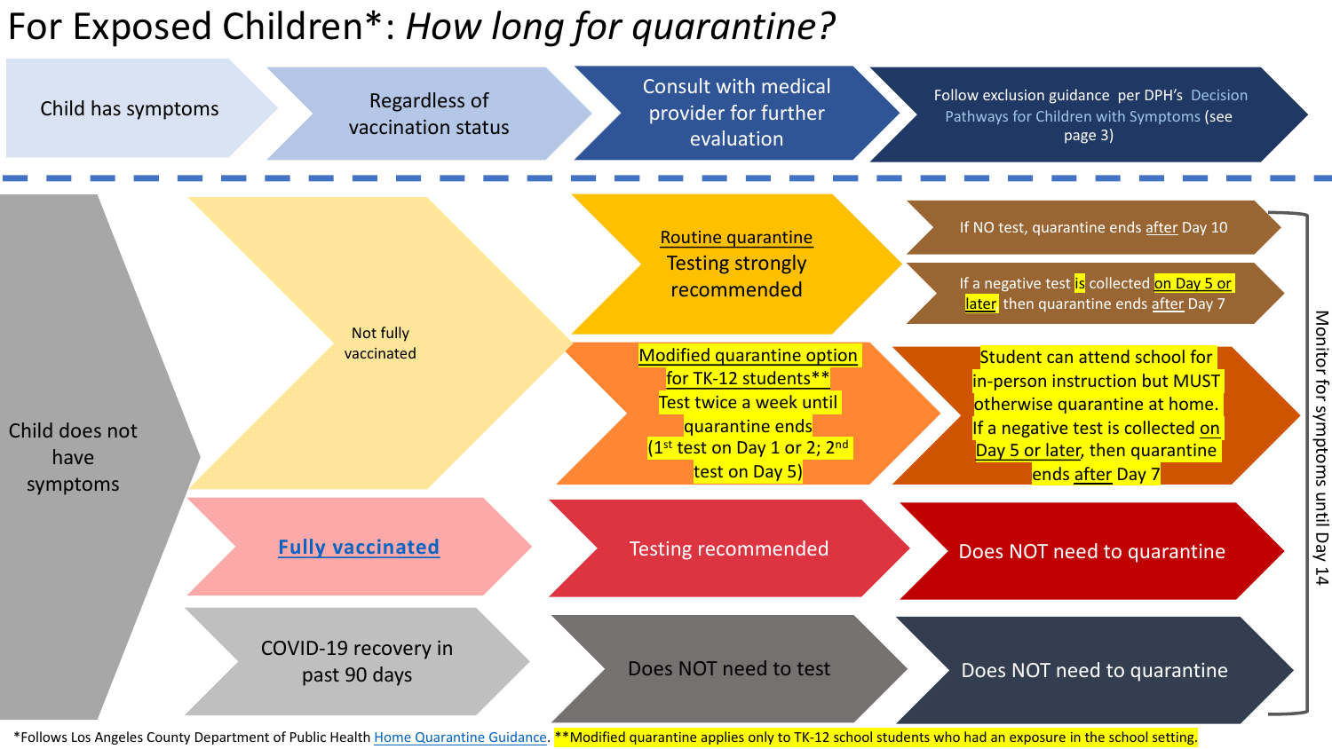# For Exposed Children*: *How long for quarantine?*

**Child has symptoms** → Regardless of vaccination status → Consult with medical provider for further evaluation → Follow exclusion guidance per DPH's Decision Pathways for Children with Symptoms (see page 3)

---

**Child does not have symptoms**

- **Not fully vaccinated**
  - Routine quarantine — Testing strongly recommended
    - If NO test, quarantine ends after Day 10
    - If a negative test is collected on Day 5 or later, then quarantine ends after Day 7
  - Modified quarantine option for TK-12 students** — Test twice a week until quarantine ends (1st test on Day 1 or 2; 2nd test on Day 5)
    - Student can attend school for in-person instruction but MUST otherwise quarantine at home. If a negative test is collected on Day 5 or later, then quarantine ends after Day 7
- **Fully vaccinated** → Testing recommended → Does NOT need to quarantine
- **COVID-19 recovery in past 90 days** → Does NOT need to test → Does NOT need to quarantine

Monitor for symptoms until Day 14

*Follows Los Angeles County Department of Public Health Home Quarantine Guidance. **Modified quarantine applies only to TK-12 school students who had an exposure in the school setting.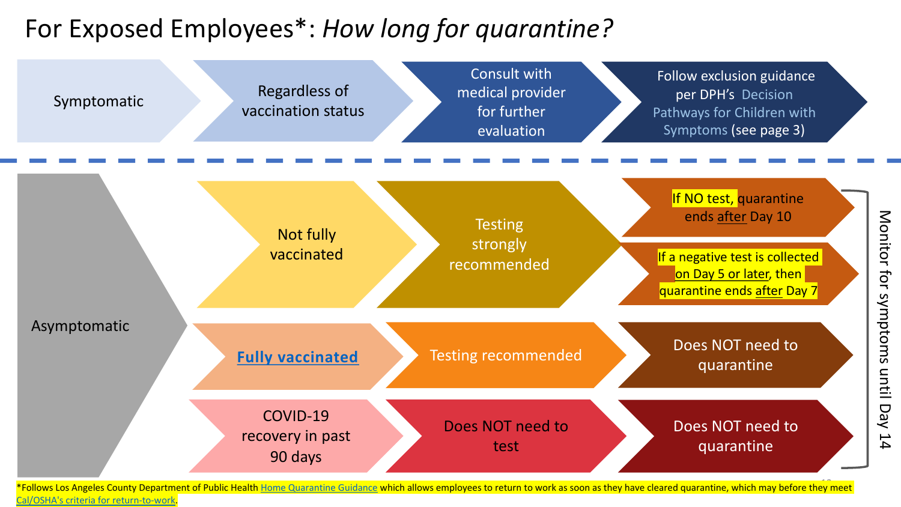# For Exposed Employees*: *How long for quarantine?*

**Symptomatic** → Regardless of vaccination status → Consult with medical provider for further evaluation → Follow exclusion guidance per DPH's Decision Pathways for Children with Symptoms (see page 3)

**Asymptomatic**

- Not fully vaccinated → Testing strongly recommended →
  - If NO test, quarantine ends after Day 10
  - If a negative test is collected on Day 5 or later, then quarantine ends after Day 7
- Fully vaccinated → Testing recommended → Does NOT need to quarantine
- COVID-19 recovery in past 90 days → Does NOT need to test → Does NOT need to quarantine

Monitor for symptoms until Day 14

*Follows Los Angeles County Department of Public Health Home Quarantine Guidance which allows employees to return to work as soon as they have cleared quarantine, which may before they meet Cal/OSHA's criteria for return-to-work.